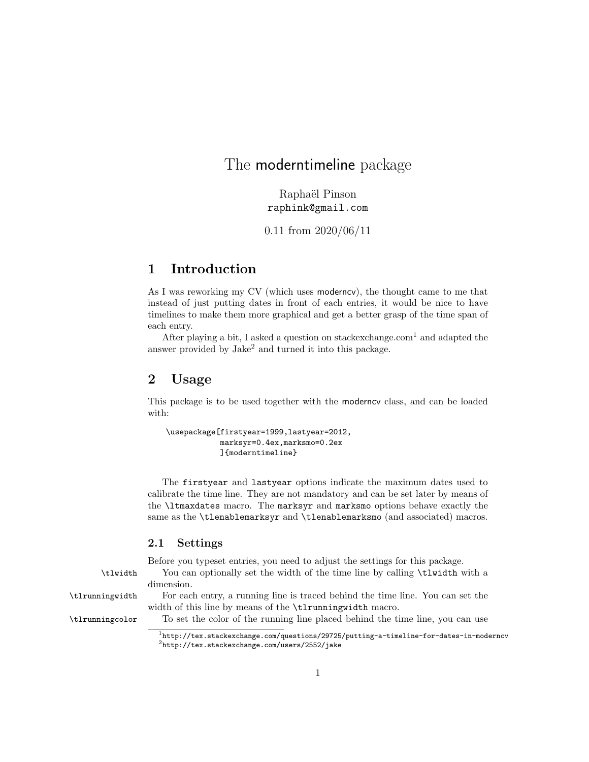# The moderntimeline package

Raphaël Pinson
raphink@gmail.com

0.11 from 2020/06/11

## 1 Introduction

As I was reworking my CV (which uses moderncv), the thought came to me that instead of just putting dates in front of each entries, it would be nice to have timelines to make them more graphical and get a better grasp of the time span of each entry.

After playing a bit, I asked a question on stackexchange.com[1] and adapted the answer provided by Jake[2] and turned it into this package.

## 2 Usage

This package is to be used together with the moderncv class, and can be loaded with:

```
\usepackage[firstyear=1999,lastyear=2012,
            marksyr=0.4ex,marksmo=0.2ex
            ]{moderntimeline}
```

The `firstyear` and `lastyear` options indicate the maximum dates used to calibrate the time line. They are not mandatory and can be set later by means of the `\ltmaxdates` macro. The `marksyr` and `marksmo` options behave exactly the same as the `\tlenablemarksyr` and `\tlenablemarksmo` (and associated) macros.

### 2.1 Settings

Before you typeset entries, you need to adjust the settings for this package.

`\tlwidth` You can optionally set the width of the time line by calling `\tlwidth` with a dimension.

`\tlrunningwidth` For each entry, a running line is traced behind the time line. You can set the width of this line by means of the `\tlrunningwidth` macro.

`\tlrunningcolor` To set the color of the running line placed behind the time line, you can use

[1] http://tex.stackexchange.com/questions/29725/putting-a-timeline-for-dates-in-moderncv

[2] http://tex.stackexchange.com/users/2552/jake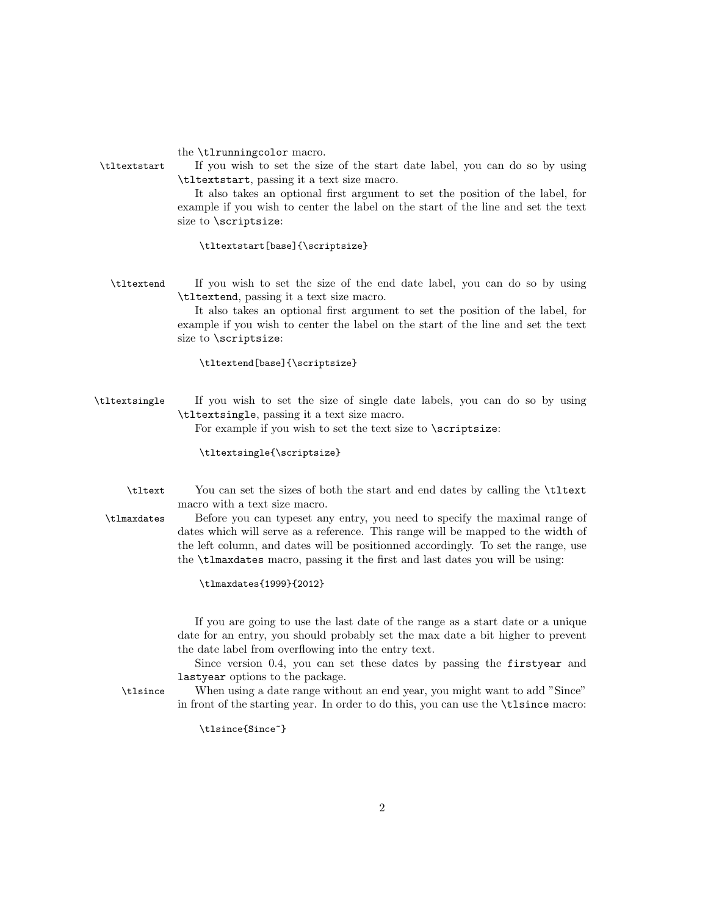the `\tlrunningcolor` macro.

`\tltextstart` If you wish to set the size of the start date label, you can do so by using `\tltextstart`, passing it a text size macro.

It also takes an optional first argument to set the position of the label, for example if you wish to center the label on the start of the line and set the text size to `\scriptsize`:

```
\tltextstart[base]{\scriptsize}
```

`\tltextend` If you wish to set the size of the end date label, you can do so by using `\tltextend`, passing it a text size macro.

It also takes an optional first argument to set the position of the label, for example if you wish to center the label on the start of the line and set the text size to `\scriptsize`:

```
\tltextend[base]{\scriptsize}
```

`\tltextsingle` If you wish to set the size of single date labels, you can do so by using `\tltextsingle`, passing it a text size macro.

For example if you wish to set the text size to `\scriptsize`:

```
\tltextsingle{\scriptsize}
```

`\tltext` You can set the sizes of both the start and end dates by calling the `\tltext` macro with a text size macro.

`\tlmaxdates` Before you can typeset any entry, you need to specify the maximal range of dates which will serve as a reference. This range will be mapped to the width of the left column, and dates will be positionned accordingly. To set the range, use the `\tlmaxdates` macro, passing it the first and last dates you will be using:

```
\tlmaxdates{1999}{2012}
```

If you are going to use the last date of the range as a start date or a unique date for an entry, you should probably set the max date a bit higher to prevent the date label from overflowing into the entry text.

Since version 0.4, you can set these dates by passing the `firstyear` and `lastyear` options to the package.

`\tlsince` When using a date range without an end year, you might want to add "Since" in front of the starting year. In order to do this, you can use the `\tlsince` macro:

```
\tlsince{Since~}
```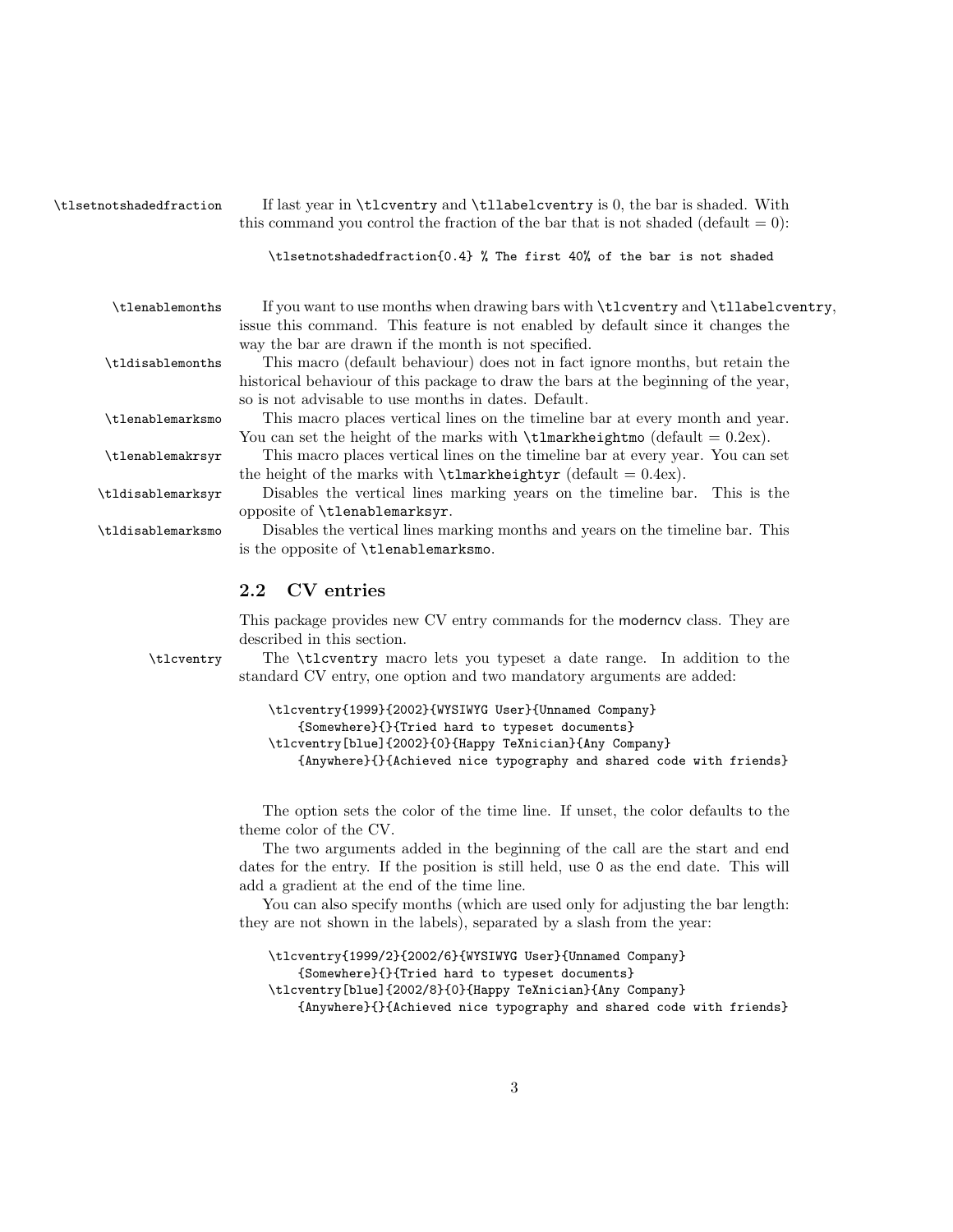`\tlsetnotshadedfraction` If last year in `\tlcventry` and `\tllabelcventry` is 0, the bar is shaded. With this command you control the fraction of the bar that is not shaded (default = 0):

```
\tlsetnotshadedfraction{0.4} % The first 40% of the bar is not shaded
```

`\tlenablemonths` If you want to use months when drawing bars with `\tlcventry` and `\tllabelcventry`, issue this command. This feature is not enabled by default since it changes the way the bar are drawn if the month is not specified.

`\tldisablemonths` This macro (default behaviour) does not in fact ignore months, but retain the historical behaviour of this package to draw the bars at the beginning of the year, so is not advisable to use months in dates. Default.

`\tlenablemarksmo` This macro places vertical lines on the timeline bar at every month and year. You can set the height of the marks with `\tlmarkheightmo` (default = 0.2ex).

`\tlenablemakrsyr` This macro places vertical lines on the timeline bar at every year. You can set the height of the marks with `\tlmarkheightyr` (default = 0.4ex).

`\tldisablemarksyr` Disables the vertical lines marking years on the timeline bar. This is the opposite of `\tlenablemarksyr`.

`\tldisablemarksmo` Disables the vertical lines marking months and years on the timeline bar. This is the opposite of `\tlenablemarksmo`.

## 2.2 CV entries

This package provides new CV entry commands for the moderncv class. They are described in this section.

`\tlcventry` The `\tlcventry` macro lets you typeset a date range. In addition to the standard CV entry, one option and two mandatory arguments are added:

```
\tlcventry{1999}{2002}{WYSIWYG User}{Unnamed Company}
    {Somewhere}{}{Tried hard to typeset documents}
\tlcventry[blue]{2002}{0}{Happy TeXnician}{Any Company}
    {Anywhere}{}{Achieved nice typography and shared code with friends}
```

The option sets the color of the time line. If unset, the color defaults to the theme color of the CV.

The two arguments added in the beginning of the call are the start and end dates for the entry. If the position is still held, use `0` as the end date. This will add a gradient at the end of the time line.

You can also specify months (which are used only for adjusting the bar length: they are not shown in the labels), separated by a slash from the year:

```
\tlcventry{1999/2}{2002/6}{WYSIWYG User}{Unnamed Company}
    {Somewhere}{}{Tried hard to typeset documents}
\tlcventry[blue]{2002/8}{0}{Happy TeXnician}{Any Company}
    {Anywhere}{}{Achieved nice typography and shared code with friends}
```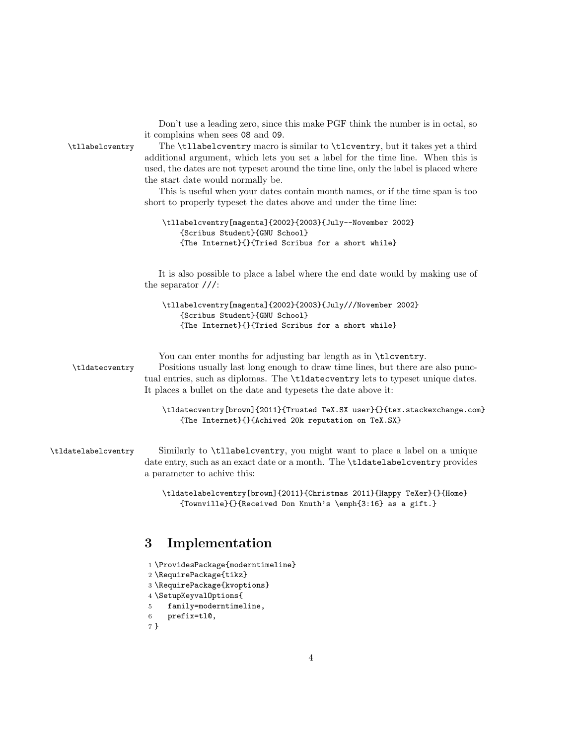Don't use a leading zero, since this make PGF think the number is in octal, so it complains when sees 08 and 09.

`\tllabelcventry` The `\tllabelcventry` macro is similar to `\tlcventry`, but it takes yet a third additional argument, which lets you set a label for the time line. When this is used, the dates are not typeset around the time line, only the label is placed where the start date would normally be.

This is useful when your dates contain month names, or if the time span is too short to properly typeset the dates above and under the time line:

```
\tllabelcventry[magenta]{2002}{2003}{July--November 2002}
    {Scribus Student}{GNU School}
    {The Internet}{}{Tried Scribus for a short while}
```

It is also possible to place a label where the end date would by making use of the separator `///`:

```
\tllabelcventry[magenta]{2002}{2003}{July///November 2002}
    {Scribus Student}{GNU School}
    {The Internet}{}{Tried Scribus for a short while}
```

You can enter months for adjusting bar length as in `\tlcventry`.

`\tldatecventry` Positions usually last long enough to draw time lines, but there are also punctual entries, such as diplomas. The `\tldatecventry` lets to typeset unique dates. It places a bullet on the date and typesets the date above it:

```
\tldatecventry[brown]{2011}{Trusted TeX.SX user}{}{tex.stackexchange.com}
    {The Internet}{}{Achived 20k reputation on TeX.SX}
```

`\tldatelabelcventry` Similarly to `\tllabelcventry`, you might want to place a label on a unique date entry, such as an exact date or a month. The `\tldatelabelcventry` provides a parameter to achive this:

```
\tldatelabelcventry[brown]{2011}{Christmas 2011}{Happy TeXer}{}{Home}
    {Townville}{}{Received Don Knuth's \emph{3:16} as a gift.}
```

# 3 Implementation

```
1 \ProvidesPackage{moderntimeline}
2 \RequirePackage{tikz}
3 \RequirePackage{kvoptions}
4 \SetupKeyvalOptions{
5   family=moderntimeline,
6   prefix=tl@,
7 }
```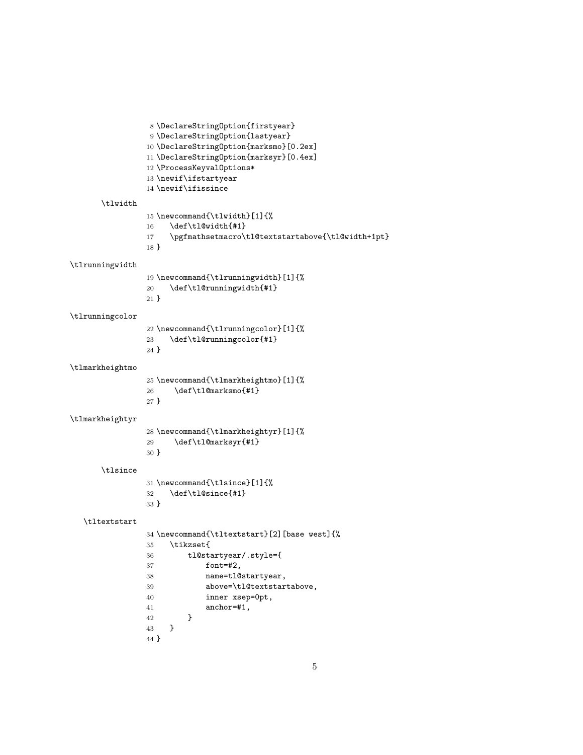```
8 \DeclareStringOption{firstyear}
9 \DeclareStringOption{lastyear}
10 \DeclareStringOption{marksmo}[0.2ex]
11 \DeclareStringOption{marksyr}[0.4ex]
12 \ProcessKeyvalOptions*
13 \newif\ifstartyear
14 \newif\ifissince
```

\tlwidth

```
15 \newcommand{\tlwidth}[1]{%
16     \def\tl@width{#1}
17     \pgfmathsetmacro\tl@textstartabove{\tl@width+1pt}
18 }
```

\tlrunningwidth

```
19 \newcommand{\tlrunningwidth}[1]{%
20     \def\tl@runningwidth{#1}
21 }
```

\tlrunningcolor

```
22 \newcommand{\tlrunningcolor}[1]{%
23     \def\tl@runningcolor{#1}
24 }
```

\tlmarkheightmo

```
25 \newcommand{\tlmarkheightmo}[1]{%
26      \def\tl@marksmo{#1}
27 }
```

\tlmarkheightyr

```
28 \newcommand{\tlmarkheightyr}[1]{%
29      \def\tl@marksyr{#1}
30 }
```

\tlsince

```
31 \newcommand{\tlsince}[1]{%
32     \def\tl@since{#1}
33 }
```

\tltextstart

```
34 \newcommand{\tltextstart}[2][base west]{%
35     \tikzset{
36         tl@startyear/.style={
37             font=#2,
38             name=tl@startyear,
39             above=\tl@textstartabove,
40             inner xsep=0pt,
41             anchor=#1,
42         }
43     }
44 }
```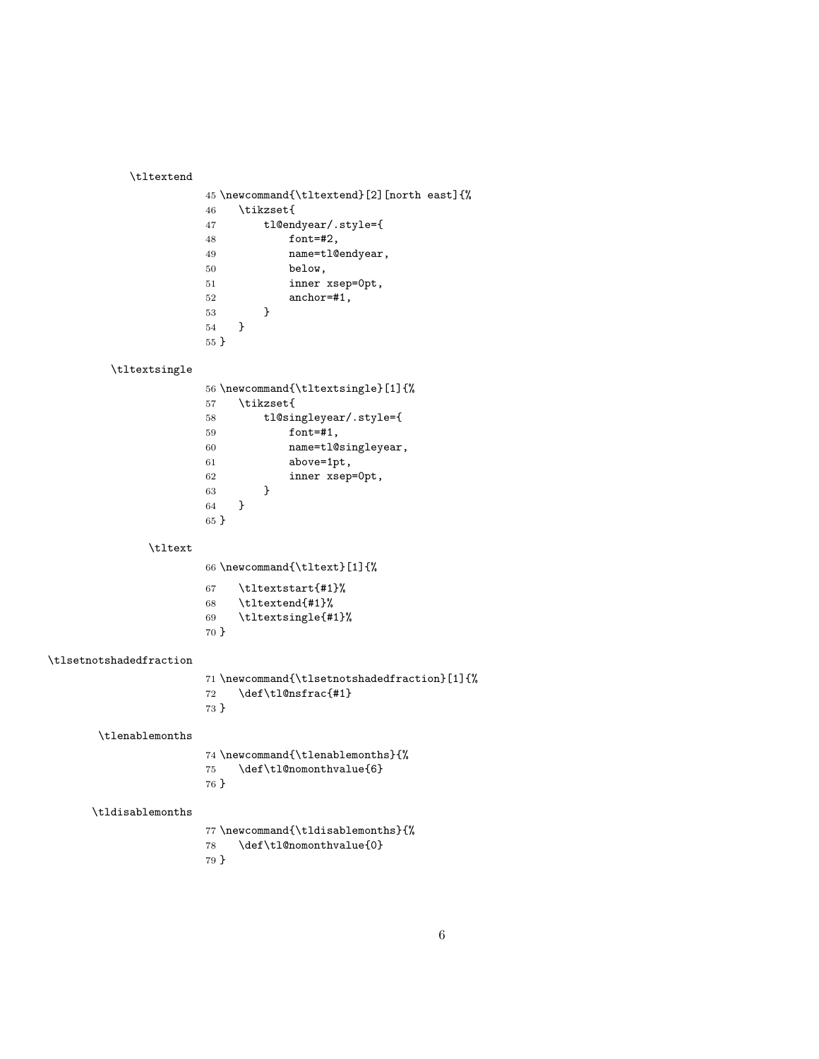\tltextend

```
45 \newcommand{\tltextend}[2][north east]{%
46     \tikzset{
47         tl@endyear/.style={
48             font=#2,
49             name=tl@endyear,
50             below,
51             inner xsep=0pt,
52             anchor=#1,
53         }
54     }
55 }
```

\tltextsingle

```
56 \newcommand{\tltextsingle}[1]{%
57     \tikzset{
58         tl@singleyear/.style={
59             font=#1,
60             name=tl@singleyear,
61             above=1pt,
62             inner xsep=0pt,
63         }
64     }
65 }
```

\tltext

```
66 \newcommand{\tltext}[1]{%
67     \tltextstart{#1}%
68     \tltextend{#1}%
69     \tltextsingle{#1}%
70 }
```

\tlsetnotshadedfraction

```
71 \newcommand{\tlsetnotshadedfraction}[1]{%
72     \def\tl@nsfrac{#1}
73 }
```

\tlenablemonths

```
74 \newcommand{\tlenablemonths}{%
75     \def\tl@nomonthvalue{6}
76 }
```

\tldisablemonths

```
77 \newcommand{\tldisablemonths}{%
78     \def\tl@nomonthvalue{0}
79 }
```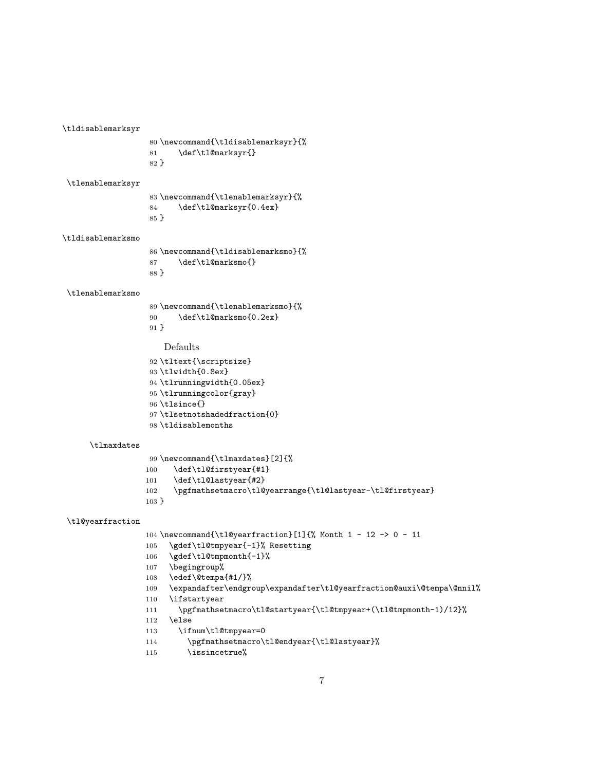\tldisablemarksyr

```
80 \newcommand{\tldisablemarksyr}{%
81     \def\tl@marksyr{}
82 }
```

\tlenablemarksyr

```
83 \newcommand{\tlenablemarksyr}{%
84     \def\tl@marksyr{0.4ex}
85 }
```

\tldisablemarksmo

```
86 \newcommand{\tldisablemarksmo}{%
87     \def\tl@marksmo{}
88 }
```

\tlenablemarksmo

```
89 \newcommand{\tlenablemarksmo}{%
90     \def\tl@marksmo{0.2ex}
91 }
```

Defaults

```
92 \tltext{\scriptsize}
93 \tlwidth{0.8ex}
94 \tlrunningwidth{0.05ex}
95 \tlrunningcolor{gray}
96 \tlsince{}
97 \tlsetnotshadedfraction{0}
98 \tldisablemonths
```

\tlmaxdates

```
99 \newcommand{\tlmaxdates}[2]{%
100    \def\tl@firstyear{#1}
101    \def\tl@lastyear{#2}
102    \pgfmathsetmacro\tl@yearrange{\tl@lastyear-\tl@firstyear}
103 }
```

\tl@yearfraction

```
104 \newcommand{\tl@yearfraction}[1]{% Month 1 - 12 -> 0 - 11
105   \gdef\tl@tmpyear{-1}% Resetting
106   \gdef\tl@tmpmonth{-1}%
107   \begingroup%
108   \edef\@tempa{#1/}%
109   \expandafter\endgroup\expandafter\tl@yearfraction@auxi\@tempa\@nnil%
110   \ifstartyear
111     \pgfmathsetmacro\tl@startyear{\tl@tmpyear+(\tl@tmpmonth-1)/12}%
112   \else
113     \ifnum\tl@tmpyear=0
114       \pgfmathsetmacro\tl@endyear{\tl@lastyear}%
115       \issincetrue%
```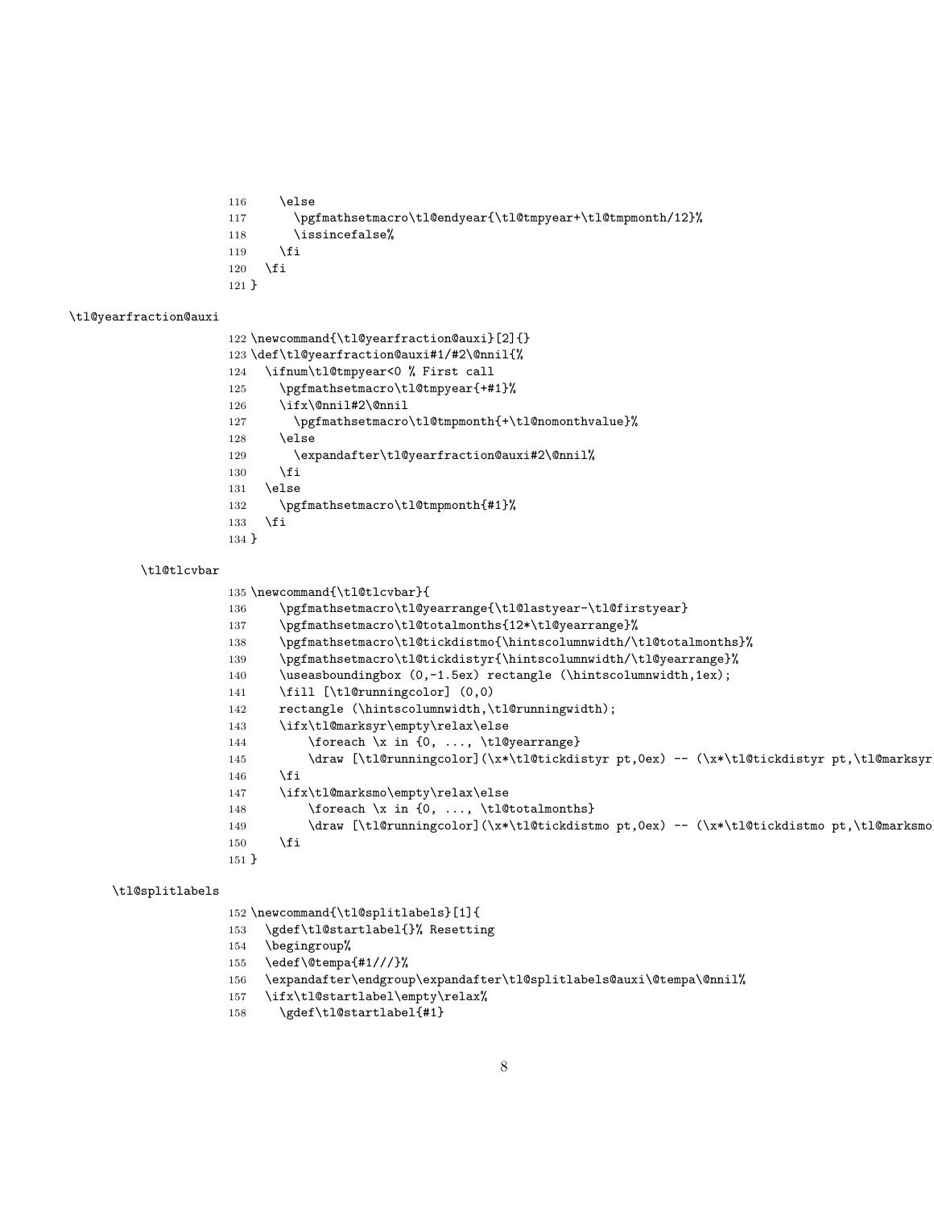```
116     \else
117       \pgfmathsetmacro\tl@endyear{\tl@tmpyear+\tl@tmpmonth/12}%
118       \issincefalse%
119     \fi
120   \fi
121 }
```

\tl@yearfraction@auxi

```
122 \newcommand{\tl@yearfraction@auxi}[2]{}
123 \def\tl@yearfraction@auxi#1/#2\@nnil{%
124   \ifnum\tl@tmpyear<0 % First call
125     \pgfmathsetmacro\tl@tmpyear{+#1}%
126     \ifx\@nnil#2\@nnil
127       \pgfmathsetmacro\tl@tmpmonth{+\tl@nomonthvalue}%
128     \else
129       \expandafter\tl@yearfraction@auxi#2\@nnil%
130     \fi
131   \else
132     \pgfmathsetmacro\tl@tmpmonth{#1}%
133   \fi
134 }
```

\tl@tlcvbar

```
135 \newcommand{\tl@tlcvbar}{
136     \pgfmathsetmacro\tl@yearrange{\tl@lastyear-\tl@firstyear}
137     \pgfmathsetmacro\tl@totalmonths{12*\tl@yearrange}%
138     \pgfmathsetmacro\tl@tickdistmo{\hintscolumnwidth/\tl@totalmonths}%
139     \pgfmathsetmacro\tl@tickdistyr{\hintscolumnwidth/\tl@yearrange}%
140     \useasboundingbox (0,-1.5ex) rectangle (\hintscolumnwidth,1ex);
141     \fill [\tl@runningcolor] (0,0)
142     rectangle (\hintscolumnwidth,\tl@runningwidth);
143     \ifx\tl@marksyr\empty\relax\else
144         \foreach \x in {0, ..., \tl@yearrange}
145         \draw [\tl@runningcolor](\x*\tl@tickdistyr pt,0ex) -- (\x*\tl@tickdistyr pt,\tl@marksyr
146     \fi
147     \ifx\tl@marksmo\empty\relax\else
148         \foreach \x in {0, ..., \tl@totalmonths}
149         \draw [\tl@runningcolor](\x*\tl@tickdistmo pt,0ex) -- (\x*\tl@tickdistmo pt,\tl@marksmo
150     \fi
151 }
```

\tl@splitlabels

```
152 \newcommand{\tl@splitlabels}[1]{
153   \gdef\tl@startlabel{}% Resetting
154   \begingroup%
155   \edef\@tempa{#1///}%
156   \expandafter\endgroup\expandafter\tl@splitlabels@auxi\@tempa\@nnil%
157   \ifx\tl@startlabel\empty\relax%
158     \gdef\tl@startlabel{#1}
```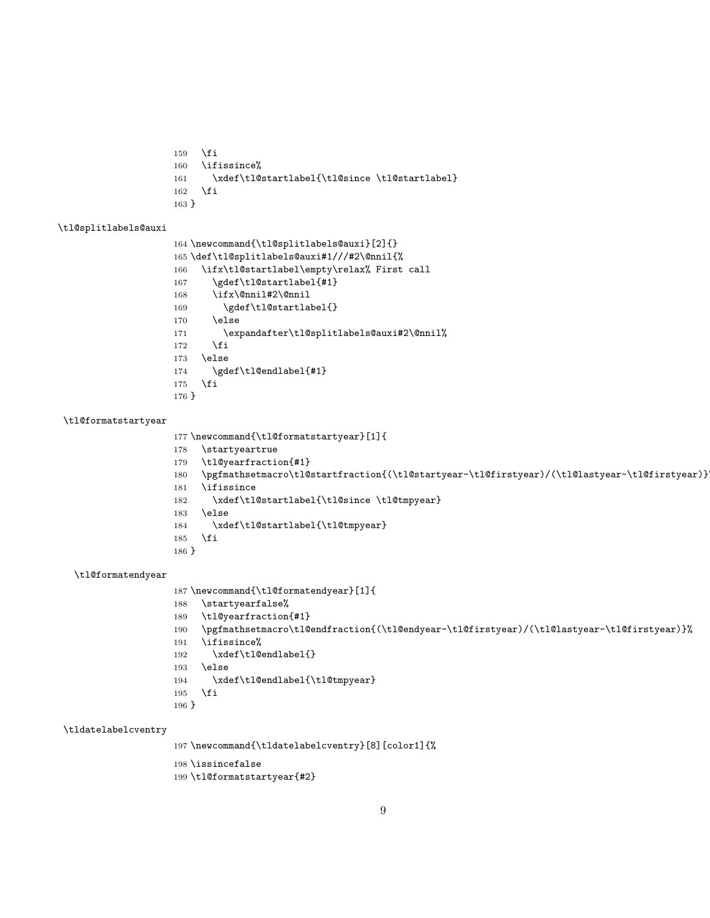```
159   \fi
160   \ifissince%
161     \xdef\tl@startlabel{\tl@since \tl@startlabel}
162   \fi
163 }
```

\tl@splitlabels@auxi

```
164 \newcommand{\tl@splitlabels@auxi}[2]{}
165 \def\tl@splitlabels@auxi#1///#2\@nnil{%
166   \ifx\tl@startlabel\empty\relax% First call
167     \gdef\tl@startlabel{#1}
168     \ifx\@nnil#2\@nnil
169       \gdef\tl@startlabel{}
170     \else
171       \expandafter\tl@splitlabels@auxi#2\@nnil%
172     \fi
173   \else
174     \gdef\tl@endlabel{#1}
175   \fi
176 }
```

\tl@formatstartyear

```
177 \newcommand{\tl@formatstartyear}[1]{
178   \startyeartrue
179   \tl@yearfraction{#1}
180   \pgfmathsetmacro\tl@startfraction{(\tl@startyear-\tl@firstyear)/(\tl@lastyear-\tl@firstyear)}
181   \ifissince
182     \xdef\tl@startlabel{\tl@since \tl@tmpyear}
183   \else
184     \xdef\tl@startlabel{\tl@tmpyear}
185   \fi
186 }
```

\tl@formatendyear

```
187 \newcommand{\tl@formatendyear}[1]{
188   \startyearfalse%
189   \tl@yearfraction{#1}
190   \pgfmathsetmacro\tl@endfraction{(\tl@endyear-\tl@firstyear)/(\tl@lastyear-\tl@firstyear)}%
191   \ifissince%
192     \xdef\tl@endlabel{}
193   \else
194     \xdef\tl@endlabel{\tl@tmpyear}
195   \fi
196 }
```

\tldatelabelcventry

```
197 \newcommand{\tldatelabelcventry}[8][color1]{%
198 \issincefalse
199 \tl@formatstartyear{#2}
```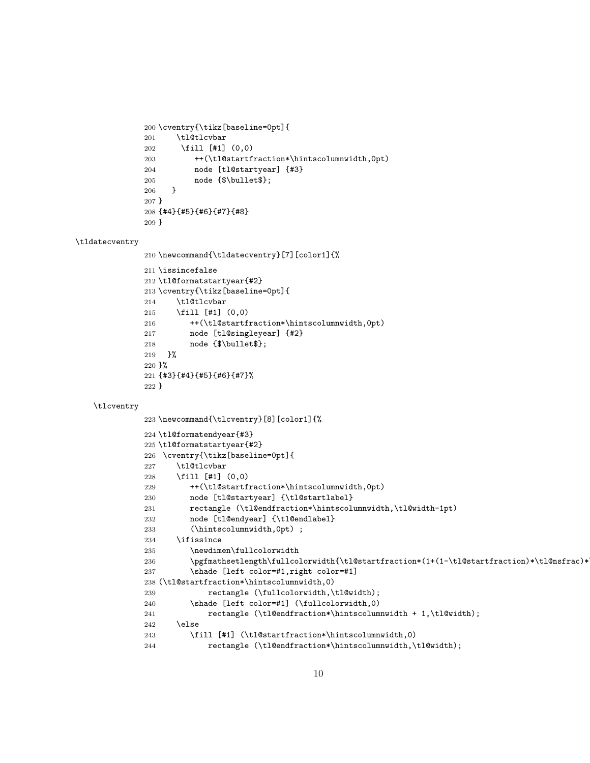```
200 \cventry{\tikz[baseline=0pt]{
201     \tl@tlcvbar
202      \fill [#1] (0,0)
203         ++(\tl@startfraction*\hintscolumnwidth,0pt)
204         node [tl@startyear] {#3}
205         node {$\bullet$};
206    }
207 }
208 {#4}{#5}{#6}{#7}{#8}
209 }
```

\tldatecventry

```
210 \newcommand{\tldatecventry}[7][color1]{%
211 \issincefalse
212 \tl@formatstartyear{#2}
213 \cventry{\tikz[baseline=0pt]{
214     \tl@tlcvbar
215     \fill [#1] (0,0)
216        ++(\tl@startfraction*\hintscolumnwidth,0pt)
217        node [tl@singleyear] {#2}
218        node {$\bullet$};
219   }%
220 }%
221 {#3}{#4}{#5}{#6}{#7}%
222 }
```

\tlcventry

```
223 \newcommand{\tlcventry}[8][color1]{%
224 \tl@formatendyear{#3}
225 \tl@formatstartyear{#2}
226  \cventry{\tikz[baseline=0pt]{
227     \tl@tlcvbar
228     \fill [#1] (0,0)
229        ++(\tl@startfraction*\hintscolumnwidth,0pt)
230        node [tl@startyear] {\tl@startlabel}
231        rectangle (\tl@endfraction*\hintscolumnwidth,\tl@width-1pt)
232        node [tl@endyear] {\tl@endlabel}
233        (\hintscolumnwidth,0pt) ;
234     \ifissince
235        \newdimen\fullcolorwidth
236        \pgfmathsetlength\fullcolorwidth{\tl@startfraction*(1+(1-\tl@startfraction)*\tl@nsfrac)*
237        \shade [left color=#1,right color=#1]
238 (\tl@startfraction*\hintscolumnwidth,0)
239            rectangle (\fullcolorwidth,\tl@width);
240        \shade [left color=#1] (\fullcolorwidth,0)
241            rectangle (\tl@endfraction*\hintscolumnwidth + 1,\tl@width);
242     \else
243        \fill [#1] (\tl@startfraction*\hintscolumnwidth,0)
244            rectangle (\tl@endfraction*\hintscolumnwidth,\tl@width);
```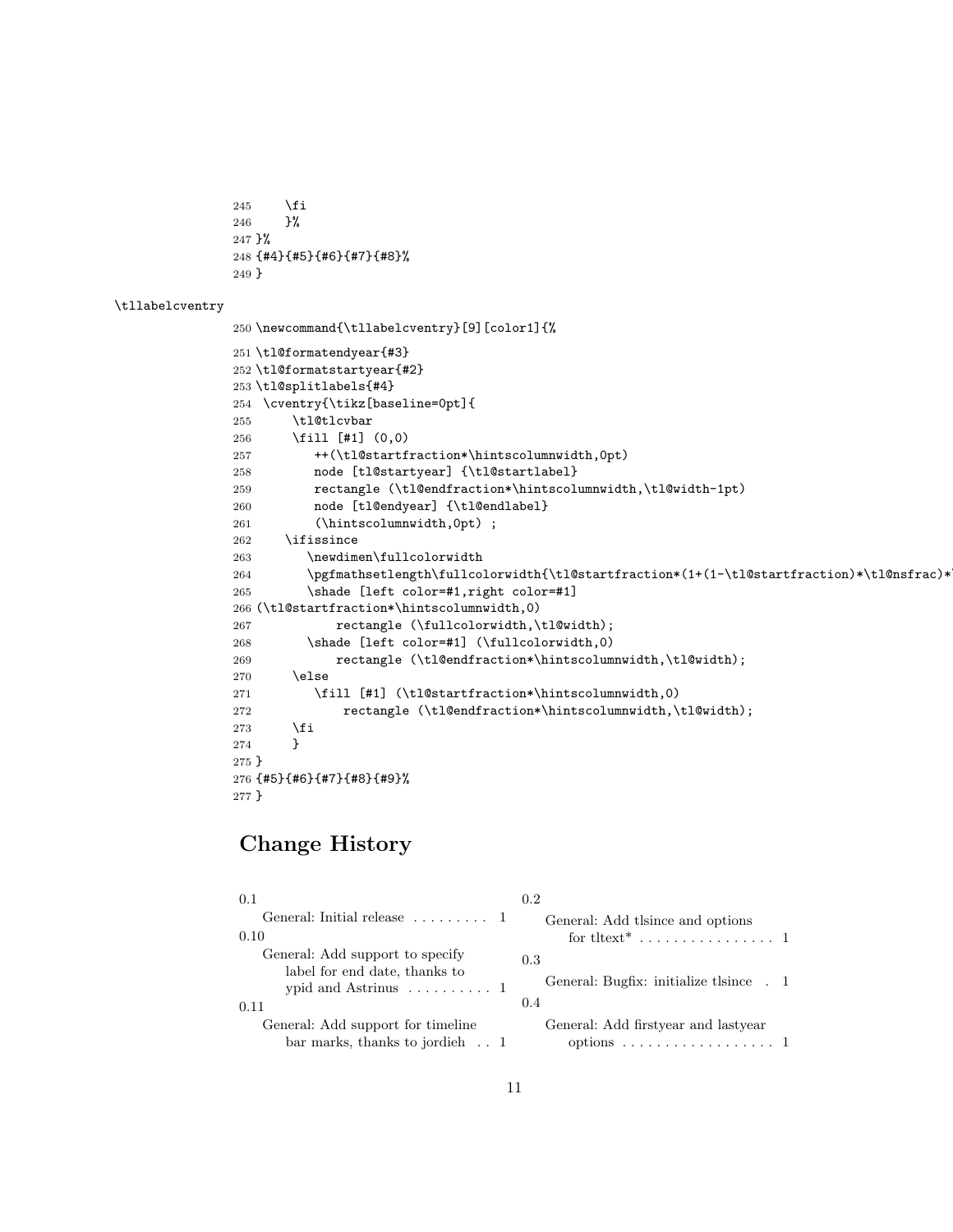```
245     \fi
246     }%
247 }%
248 {#4}{#5}{#6}{#7}{#8}%
249 }
```

\tllabelcventry

```
250 \newcommand{\tllabelcventry}[9][color1]{%
251 \tl@formatendyear{#3}
252 \tl@formatstartyear{#2}
253 \tl@splitlabels{#4}
254  \cventry{\tikz[baseline=0pt]{
255      \tl@tlcvbar
256      \fill [#1] (0,0)
257         ++(\tl@startfraction*\hintscolumnwidth,0pt)
258         node [tl@startyear] {\tl@startlabel}
259         rectangle (\tl@endfraction*\hintscolumnwidth,\tl@width-1pt)
260         node [tl@endyear] {\tl@endlabel}
261         (\hintscolumnwidth,0pt) ;
262     \ifissince
263        \newdimen\fullcolorwidth
264        \pgfmathsetlength\fullcolorwidth{\tl@startfraction*(1+(1-\tl@startfraction)*\tl@nsfrac)*
265        \shade [left color=#1,right color=#1]
266 (\tl@startfraction*\hintscolumnwidth,0)
267           rectangle (\fullcolorwidth,\tl@width);
268        \shade [left color=#1] (\fullcolorwidth,0)
269           rectangle (\tl@endfraction*\hintscolumnwidth,\tl@width);
270      \else
271         \fill [#1] (\tl@startfraction*\hintscolumnwidth,0)
272            rectangle (\tl@endfraction*\hintscolumnwidth,\tl@width);
273      \fi
274      }
275 }
276 {#5}{#6}{#7}{#8}{#9}%
277 }
```

# Change History

0.1
- General: Initial release . . . . . . . . . 1

0.10
- General: Add support to specify label for end date, thanks to ypid and Astrinus . . . . . . . . . . 1

0.11
- General: Add support for timeline bar marks, thanks to jordieh . . 1

0.2
- General: Add tlsince and options for tltext* . . . . . . . . . . . . . . . . 1

0.3
- General: Bugfix: initialize tlsince . 1

0.4
- General: Add firstyear and lastyear options . . . . . . . . . . . . . . . . . . 1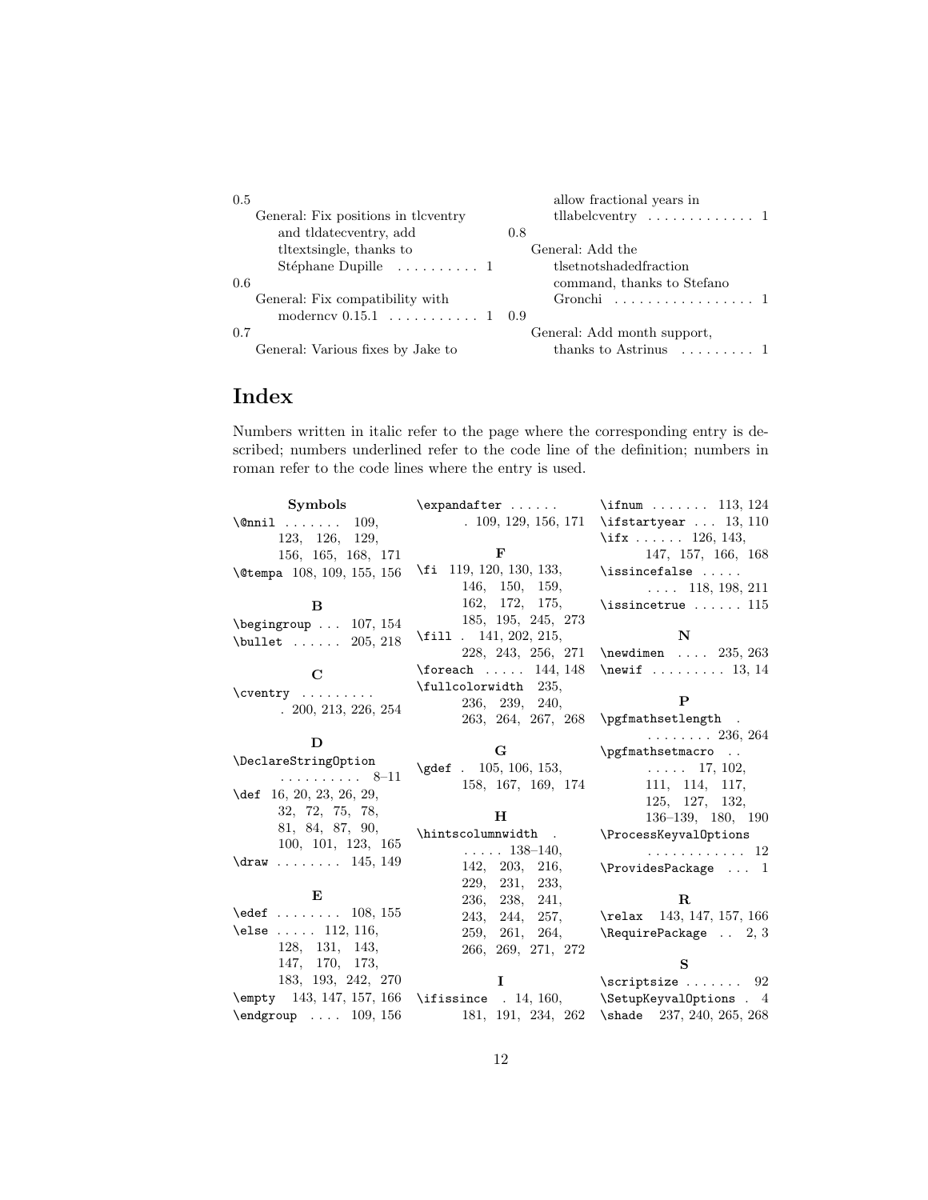0.5

General: Fix positions in tlcventry and tldatecventry, add tltextsingle, thanks to Stéphane Dupille . . . . . . . . . . 1

0.6

General: Fix compatibility with moderncv 0.15.1 . . . . . . . . . . . 1

0.7

General: Various fixes by Jake to allow fractional years in tllabelcventry . . . . . . . . . . . . 1

0.8

General: Add the tlsetnotshadedfraction command, thanks to Stefano Gronchi . . . . . . . . . . . . . . . . . 1

0.9

General: Add month support, thanks to Astrinus . . . . . . . . . 1

# Index

Numbers written in italic refer to the page where the corresponding entry is described; numbers underlined refer to the code line of the definition; numbers in roman refer to the code lines where the entry is used.

**Symbols**

\@nnil . . . . . . . 109, 123, 126, 129, 156, 165, 168, 171
\@tempa 108, 109, 155, 156

**B**

\begingroup . . . 107, 154
\bullet . . . . . . 205, 218

**C**

\cventry . . . . . . . . . . 200, 213, 226, 254

**D**

\DeclareStringOption . . . . . . . . . . 8–11
\def 16, 20, 23, 26, 29, 32, 72, 75, 78, 81, 84, 87, 90, 100, 101, 123, 165
\draw . . . . . . . . 145, 149

**E**

\edef . . . . . . . . 108, 155
\else . . . . . 112, 116, 128, 131, 143, 147, 170, 173, 183, 193, 242, 270
\empty 143, 147, 157, 166
\endgroup . . . . 109, 156
\expandafter . . . . . . . 109, 129, 156, 171

**F**

\fi 119, 120, 130, 133, 146, 150, 159, 162, 172, 175, 185, 195, 245, 273
\fill . 141, 202, 215, 228, 243, 256, 271
\foreach . . . . . 144, 148
\fullcolorwidth 235, 236, 239, 240, 263, 264, 267, 268

**G**

\gdef . 105, 106, 153, 158, 167, 169, 174

**H**

\hintscolumnwidth . . . . . . 138–140, 142, 203, 216, 229, 231, 233, 236, 238, 241, 243, 244, 257, 259, 261, 264, 266, 269, 271, 272

**I**

\ifissince . 14, 160, 181, 191, 234, 262
\ifnum . . . . . . . 113, 124
\ifstartyear . . . 13, 110
\ifx . . . . . . 126, 143, 147, 157, 166, 168
\issincefalse . . . . . . . . . 118, 198, 211
\issincetrue . . . . . . 115

**N**

\newdimen . . . . 235, 263
\newif . . . . . . . . . 13, 14

**P**

\pgfmathsetlength . . . . . . . . . 236, 264
\pgfmathsetmacro . . . . . . . 17, 102, 111, 114, 117, 125, 127, 132, 136–139, 180, 190
\ProcessKeyvalOptions . . . . . . . . . . . . 12
\ProvidesPackage . . . 1

**R**

\relax 143, 147, 157, 166
\RequirePackage . . 2, 3

**S**

\scriptsize . . . . . . . 92
\SetupKeyvalOptions . 4
\shade 237, 240, 265, 268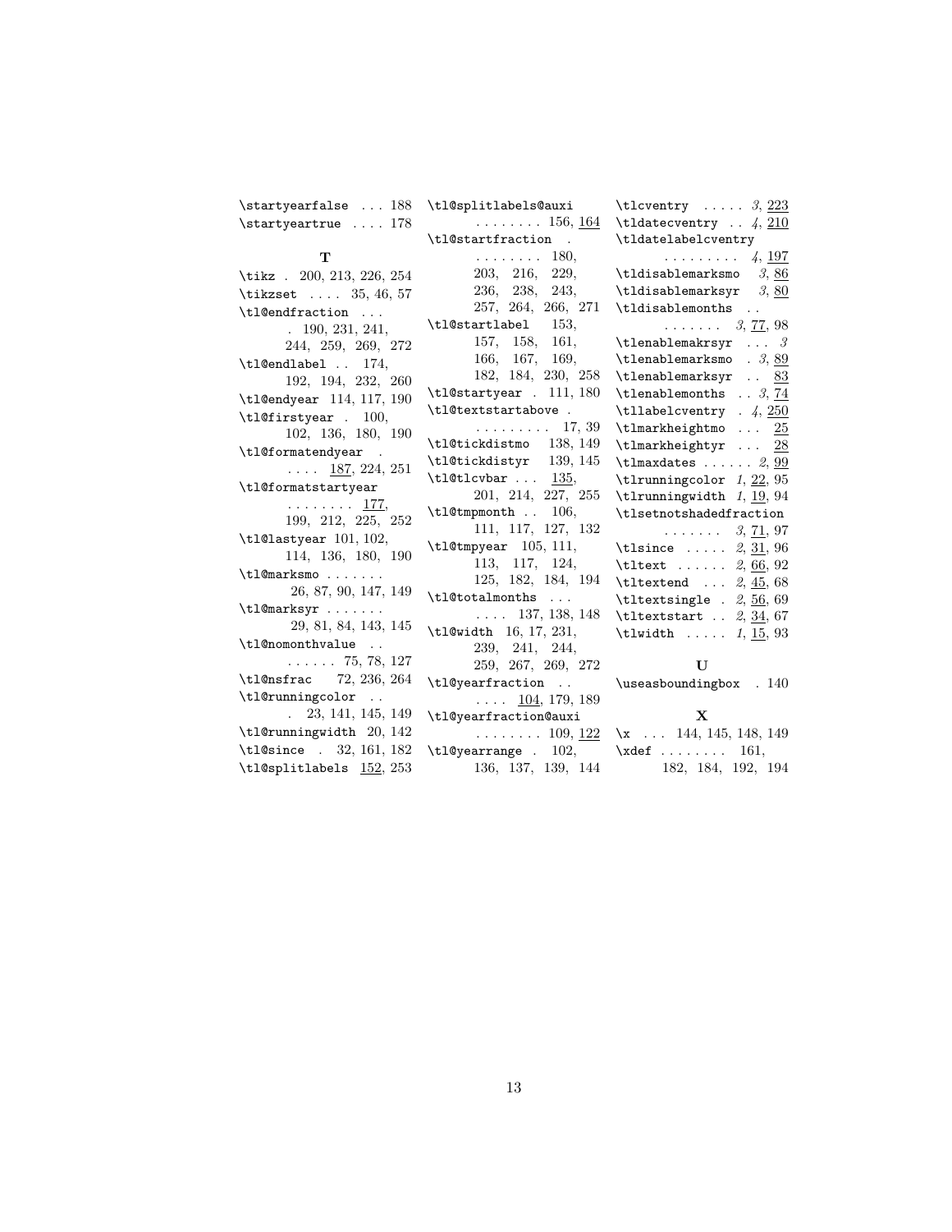\startyearfalse . . . 188
\startyeartrue . . . . 178

**T**

\tikz . 200, 213, 226, 254
\tikzset . . . . 35, 46, 57
\tl@endfraction . . . . 190, 231, 241, 244, 259, 269, 272
\tl@endlabel . . 174, 192, 194, 232, 260
\tl@endyear 114, 117, 190
\tl@firstyear . 100, 102, 136, 180, 190
\tl@formatendyear . . . . . <u>187</u>, 224, 251
\tl@formatstartyear . . . . . . . . <u>177</u>, 199, 212, 225, 252
\tl@lastyear 101, 102, 114, 136, 180, 190
\tl@marksmo . . . . . . . 26, 87, 90, 147, 149
\tl@marksyr . . . . . . . 29, 81, 84, 143, 145
\tl@nomonthvalue . . . . . . . . 75, 78, 127
\tl@nsfrac 72, 236, 264
\tl@runningcolor . . . 23, 141, 145, 149
\tl@runningwidth 20, 142
\tl@since . 32, 161, 182
\tl@splitlabels <u>152</u>, 253
\tl@splitlabels@auxi . . . . . . . . 156, <u>164</u>
\tl@startfraction . . . . . . . . . 180, 203, 216, 229, 236, 238, 243, 257, 264, 266, 271
\tl@startlabel 153, 157, 158, 161, 166, 167, 169, 182, 184, 230, 258
\tl@startyear . 111, 180
\tl@textstartabove . . . . . . . . . . 17, 39
\tl@tickdistmo 138, 149
\tl@tickdistyr 139, 145
\tl@tlcvbar . . . <u>135</u>, 201, 214, 227, 255
\tl@tmpmonth . . 106, 111, 117, 127, 132
\tl@tmpyear 105, 111, 113, 117, 124, 125, 182, 184, 194
\tl@totalmonths . . . . . . . 137, 138, 148
\tl@width 16, 17, 231, 239, 241, 244, 259, 267, 269, 272
\tl@yearfraction . . . . . . <u>104</u>, 179, 189
\tl@yearfraction@auxi . . . . . . . . 109, <u>122</u>
\tl@yearrange . 102, 136, 137, 139, 144
\tlcventry . . . . . *3*, <u>223</u>
\tldatecventry . . *4*, <u>210</u>
\tldatelabelcventry . . . . . . . . . *4*, <u>197</u>
\tldisablemarksmo *3*, <u>86</u>
\tldisablemarksyr *3*, <u>80</u>
\tldisablemonths . . . . . . . . . *3*, <u>77</u>, 98
\tlenablemakrsyr . . . *3*
\tlenablemarksmo . *3*, <u>89</u>
\tlenablemarksyr . . <u>83</u>
\tlenablemonths . . *3*, <u>74</u>
\tllabelcventry . *4*, <u>250</u>
\tlmarkheightmo . . . <u>25</u>
\tlmarkheightyr . . . <u>28</u>
\tlmaxdates . . . . . . *2*, <u>99</u>
\tlrunningcolor *1*, <u>22</u>, 95
\tlrunningwidth *1*, <u>19</u>, 94
\tlsetnotshadedfraction . . . . . . . *3*, <u>71</u>, 97
\tlsince . . . . . *2*, <u>31</u>, 96
\tltext . . . . . . *2*, <u>66</u>, 92
\tltextend . . . *2*, <u>45</u>, 68
\tltextsingle . *2*, <u>56</u>, 69
\tltextstart . . *2*, <u>34</u>, 67
\tlwidth . . . . . *1*, <u>15</u>, 93

**U**

\useasboundingbox . 140

**X**

\x . . . 144, 145, 148, 149
\xdef . . . . . . . . 161, 182, 184, 192, 194